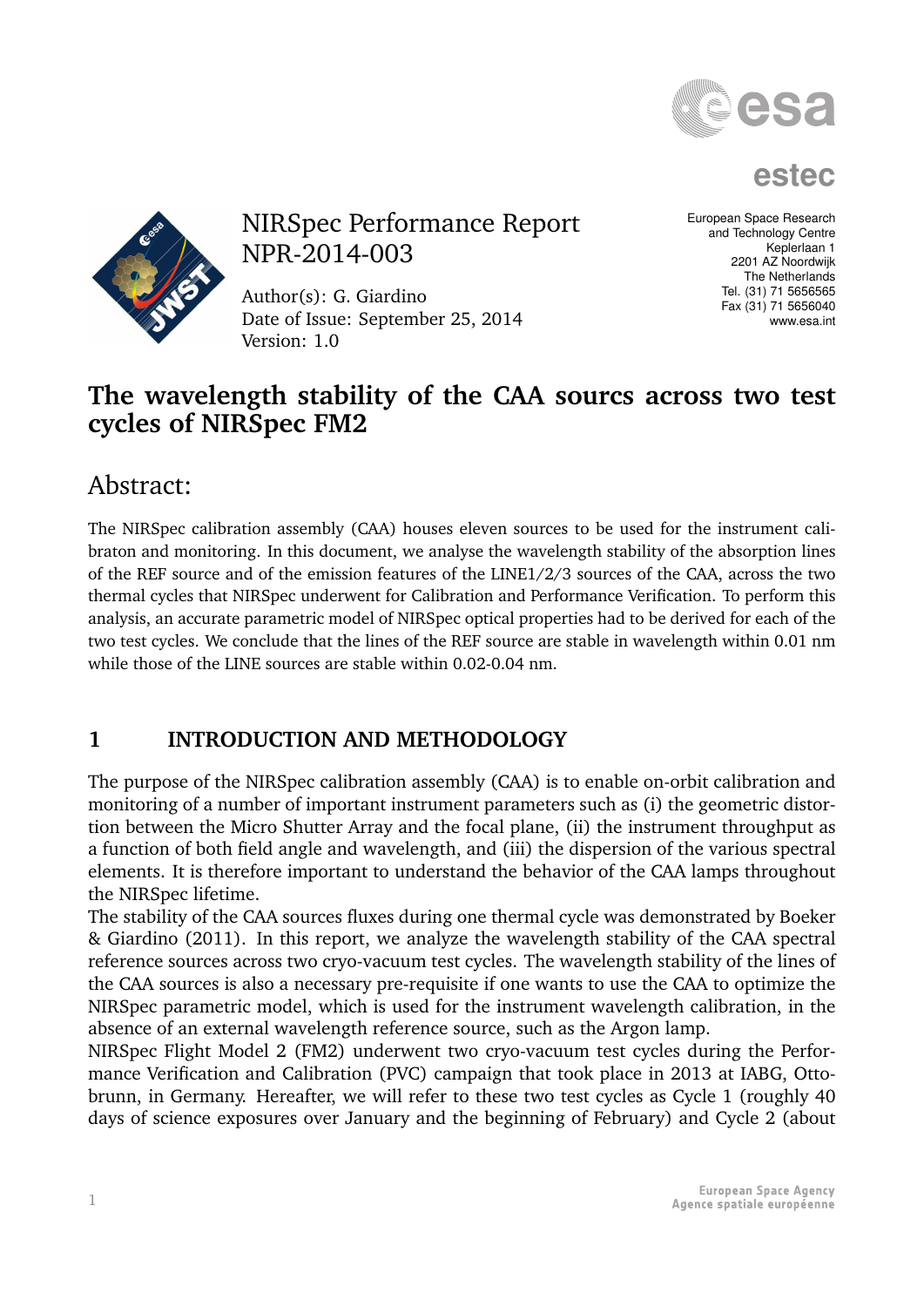NIRSpec Performance Report
NPR-2014-003

Author(s): G. Giardino
Date of Issue: September 25, 2014
Version: 1.0

European Space Research
and Technology Centre
Keplerlaan 1
2201 AZ Noordwijk
The Netherlands
Tel. (31) 71 5656565
Fax (31) 71 5656040
www.esa.int

# The wavelength stability of the CAA sourcs across two test cycles of NIRSpec FM2

## Abstract:

The NIRSpec calibration assembly (CAA) houses eleven sources to be used for the instrument calibraton and monitoring. In this document, we analyse the wavelength stability of the absorption lines of the REF source and of the emission features of the LINE1/2/3 sources of the CAA, across the two thermal cycles that NIRSpec underwent for Calibration and Performance Verification. To perform this analysis, an accurate parametric model of NIRSpec optical properties had to be derived for each of the two test cycles. We conclude that the lines of the REF source are stable in wavelength within 0.01 nm while those of the LINE sources are stable within 0.02-0.04 nm.

## 1 INTRODUCTION AND METHODOLOGY

The purpose of the NIRSpec calibration assembly (CAA) is to enable on-orbit calibration and monitoring of a number of important instrument parameters such as (i) the geometric distortion between the Micro Shutter Array and the focal plane, (ii) the instrument throughput as a function of both field angle and wavelength, and (iii) the dispersion of the various spectral elements. It is therefore important to understand the behavior of the CAA lamps throughout the NIRSpec lifetime.

The stability of the CAA sources fluxes during one thermal cycle was demonstrated by Boeker & Giardino (2011). In this report, we analyze the wavelength stability of the CAA spectral reference sources across two cryo-vacuum test cycles. The wavelength stability of the lines of the CAA sources is also a necessary pre-requisite if one wants to use the CAA to optimize the NIRSpec parametric model, which is used for the instrument wavelength calibration, in the absence of an external wavelength reference source, such as the Argon lamp.

NIRSpec Flight Model 2 (FM2) underwent two cryo-vacuum test cycles during the Performance Verification and Calibration (PVC) campaign that took place in 2013 at IABG, Ottobrunn, in Germany. Hereafter, we will refer to these two test cycles as Cycle 1 (roughly 40 days of science exposures over January and the beginning of February) and Cycle 2 (about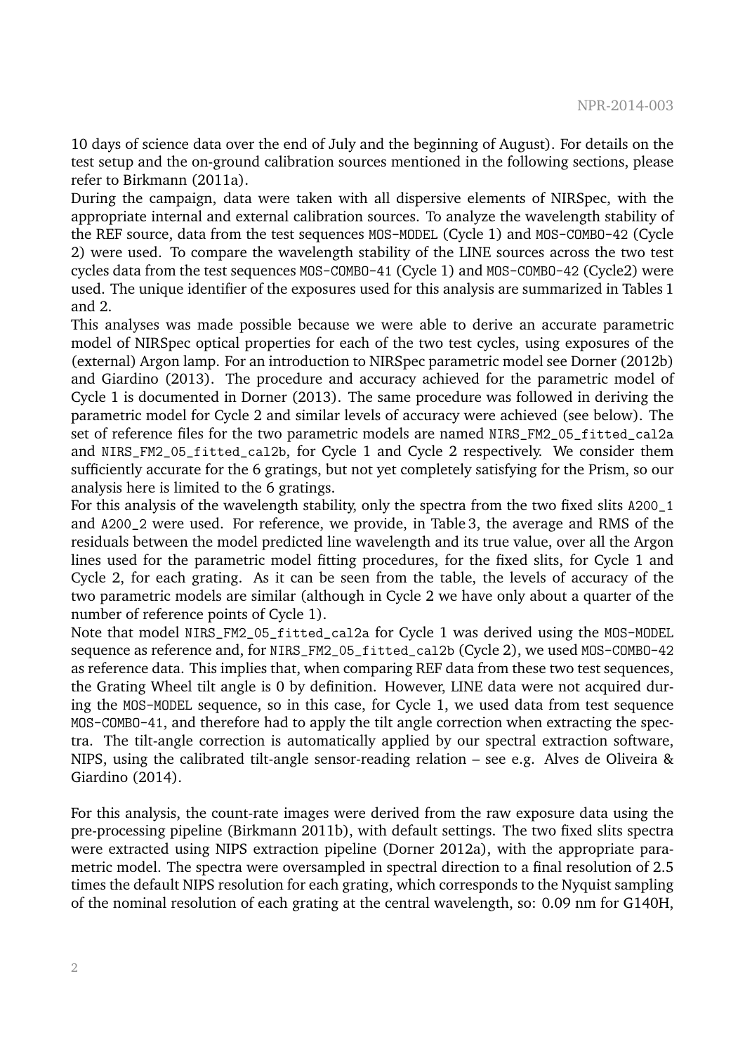10 days of science data over the end of July and the beginning of August). For details on the test setup and the on-ground calibration sources mentioned in the following sections, please refer to Birkmann (2011a).

During the campaign, data were taken with all dispersive elements of NIRSpec, with the appropriate internal and external calibration sources. To analyze the wavelength stability of the REF source, data from the test sequences `MOS-MODEL` (Cycle 1) and `MOS-COMBO-42` (Cycle 2) were used. To compare the wavelength stability of the LINE sources across the two test cycles data from the test sequences `MOS-COMBO-41` (Cycle 1) and `MOS-COMBO-42` (Cycle2) were used. The unique identifier of the exposures used for this analysis are summarized in Tables 1 and 2.

This analyses was made possible because we were able to derive an accurate parametric model of NIRSpec optical properties for each of the two test cycles, using exposures of the (external) Argon lamp. For an introduction to NIRSpec parametric model see Dorner (2012b) and Giardino (2013). The procedure and accuracy achieved for the parametric model of Cycle 1 is documented in Dorner (2013). The same procedure was followed in deriving the parametric model for Cycle 2 and similar levels of accuracy were achieved (see below). The set of reference files for the two parametric models are named `NIRS_FM2_05_fitted_cal2a` and `NIRS_FM2_05_fitted_cal2b`, for Cycle 1 and Cycle 2 respectively. We consider them sufficiently accurate for the 6 gratings, but not yet completely satisfying for the Prism, so our analysis here is limited to the 6 gratings.

For this analysis of the wavelength stability, only the spectra from the two fixed slits `A200_1` and `A200_2` were used. For reference, we provide, in Table 3, the average and RMS of the residuals between the model predicted line wavelength and its true value, over all the Argon lines used for the parametric model fitting procedures, for the fixed slits, for Cycle 1 and Cycle 2, for each grating. As it can be seen from the table, the levels of accuracy of the two parametric models are similar (although in Cycle 2 we have only about a quarter of the number of reference points of Cycle 1).

Note that model `NIRS_FM2_05_fitted_cal2a` for Cycle 1 was derived using the `MOS-MODEL` sequence as reference and, for `NIRS_FM2_05_fitted_cal2b` (Cycle 2), we used `MOS-COMBO-42` as reference data. This implies that, when comparing REF data from these two test sequences, the Grating Wheel tilt angle is 0 by definition. However, LINE data were not acquired during the `MOS-MODEL` sequence, so in this case, for Cycle 1, we used data from test sequence `MOS-COMBO-41`, and therefore had to apply the tilt angle correction when extracting the spectra. The tilt-angle correction is automatically applied by our spectral extraction software, NIPS, using the calibrated tilt-angle sensor-reading relation – see e.g. Alves de Oliveira & Giardino (2014).

For this analysis, the count-rate images were derived from the raw exposure data using the pre-processing pipeline (Birkmann 2011b), with default settings. The two fixed slits spectra were extracted using NIPS extraction pipeline (Dorner 2012a), with the appropriate parametric model. The spectra were oversampled in spectral direction to a final resolution of 2.5 times the default NIPS resolution for each grating, which corresponds to the Nyquist sampling of the nominal resolution of each grating at the central wavelength, so: 0.09 nm for G140H,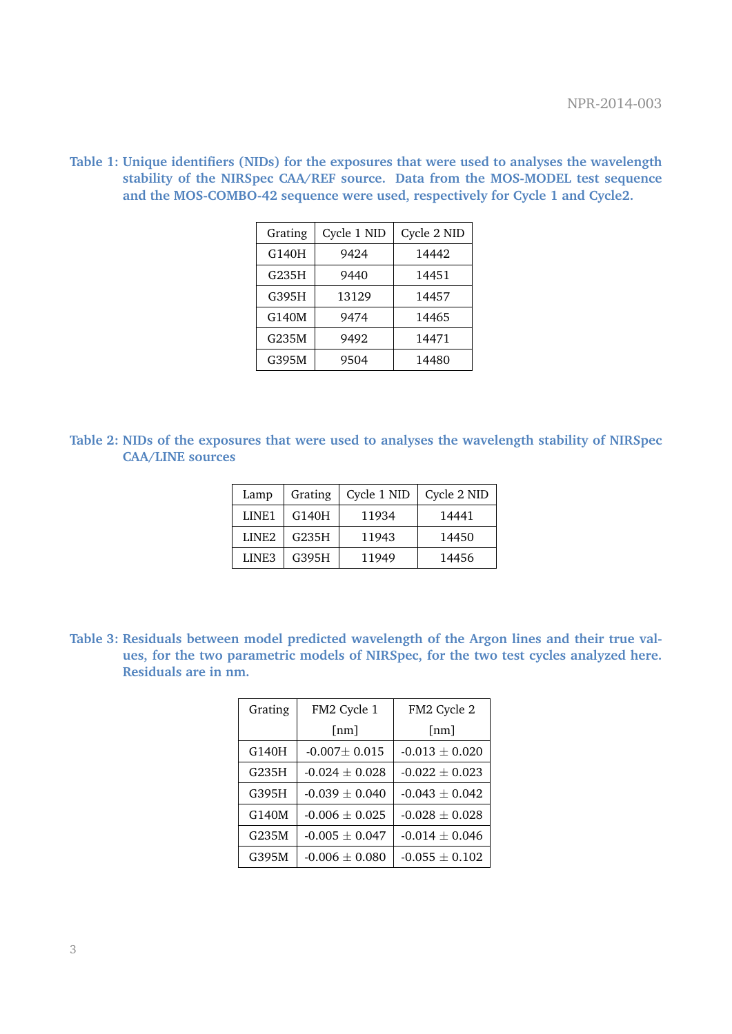Table 1: Unique identifiers (NIDs) for the exposures that were used to analyses the wavelength stability of the NIRSpec CAA/REF source. Data from the MOS-MODEL test sequence and the MOS-COMBO-42 sequence were used, respectively for Cycle 1 and Cycle2.

| Grating | Cycle 1 NID | Cycle 2 NID |
|---|---|---|
| G140H | 9424 | 14442 |
| G235H | 9440 | 14451 |
| G395H | 13129 | 14457 |
| G140M | 9474 | 14465 |
| G235M | 9492 | 14471 |
| G395M | 9504 | 14480 |

Table 2: NIDs of the exposures that were used to analyses the wavelength stability of NIRSpec CAA/LINE sources

| Lamp | Grating | Cycle 1 NID | Cycle 2 NID |
|---|---|---|---|
| LINE1 | G140H | 11934 | 14441 |
| LINE2 | G235H | 11943 | 14450 |
| LINE3 | G395H | 11949 | 14456 |

Table 3: Residuals between model predicted wavelength of the Argon lines and their true values, for the two parametric models of NIRSpec, for the two test cycles analyzed here. Residuals are in nm.

| Grating | FM2 Cycle 1 [nm] | FM2 Cycle 2 [nm] |
|---|---|---|
| G140H | $-0.007 \pm 0.015$ | $-0.013 \pm 0.020$ |
| G235H | $-0.024 \pm 0.028$ | $-0.022 \pm 0.023$ |
| G395H | $-0.039 \pm 0.040$ | $-0.043 \pm 0.042$ |
| G140M | $-0.006 \pm 0.025$ | $-0.028 \pm 0.028$ |
| G235M | $-0.005 \pm 0.047$ | $-0.014 \pm 0.046$ |
| G395M | $-0.006 \pm 0.080$ | $-0.055 \pm 0.102$ |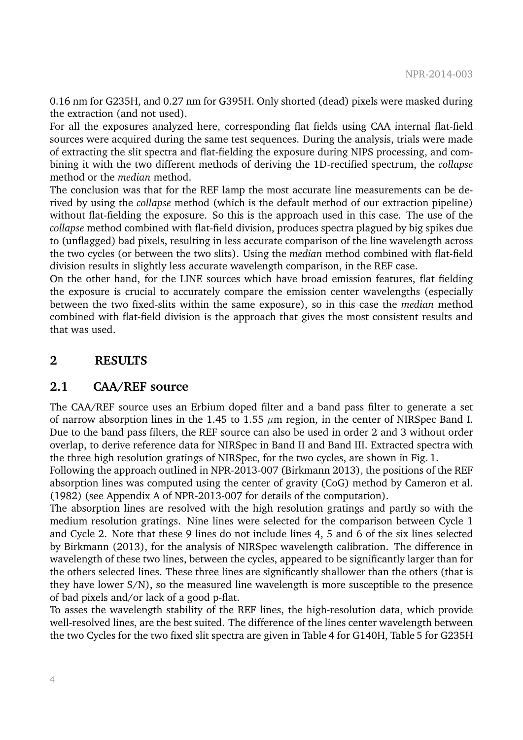0.16 nm for G235H, and 0.27 nm for G395H. Only shorted (dead) pixels were masked during the extraction (and not used).

For all the exposures analyzed here, corresponding flat fields using CAA internal flat-field sources were acquired during the same test sequences. During the analysis, trials were made of extracting the slit spectra and flat-fielding the exposure during NIPS processing, and combining it with the two different methods of deriving the 1D-rectified spectrum, the *collapse* method or the *median* method.

The conclusion was that for the REF lamp the most accurate line measurements can be derived by using the *collapse* method (which is the default method of our extraction pipeline) without flat-fielding the exposure. So this is the approach used in this case. The use of the *collapse* method combined with flat-field division, produces spectra plagued by big spikes due to (unflagged) bad pixels, resulting in less accurate comparison of the line wavelength across the two cycles (or between the two slits). Using the *median* method combined with flat-field division results in slightly less accurate wavelength comparison, in the REF case.

On the other hand, for the LINE sources which have broad emission features, flat fielding the exposure is crucial to accurately compare the emission center wavelengths (especially between the two fixed-slits within the same exposure), so in this case the *median* method combined with flat-field division is the approach that gives the most consistent results and that was used.

# 2 RESULTS

## 2.1 CAA/REF source

The CAA/REF source uses an Erbium doped filter and a band pass filter to generate a set of narrow absorption lines in the 1.45 to 1.55 $\mu$m region, in the center of NIRSpec Band I. Due to the band pass filters, the REF source can also be used in order 2 and 3 without order overlap, to derive reference data for NIRSpec in Band II and Band III. Extracted spectra with the three high resolution gratings of NIRSpec, for the two cycles, are shown in Fig. 1.

Following the approach outlined in NPR-2013-007 (Birkmann 2013), the positions of the REF absorption lines was computed using the center of gravity (CoG) method by Cameron et al. (1982) (see Appendix A of NPR-2013-007 for details of the computation).

The absorption lines are resolved with the high resolution gratings and partly so with the medium resolution gratings. Nine lines were selected for the comparison between Cycle 1 and Cycle 2. Note that these 9 lines do not include lines 4, 5 and 6 of the six lines selected by Birkmann (2013), for the analysis of NIRSpec wavelength calibration. The difference in wavelength of these two lines, between the cycles, appeared to be significantly larger than for the others selected lines. These three lines are significantly shallower than the others (that is they have lower S/N), so the measured line wavelength is more susceptible to the presence of bad pixels and/or lack of a good p-flat.

To asses the wavelength stability of the REF lines, the high-resolution data, which provide well-resolved lines, are the best suited. The difference of the lines center wavelength between the two Cycles for the two fixed slit spectra are given in Table 4 for G140H, Table 5 for G235H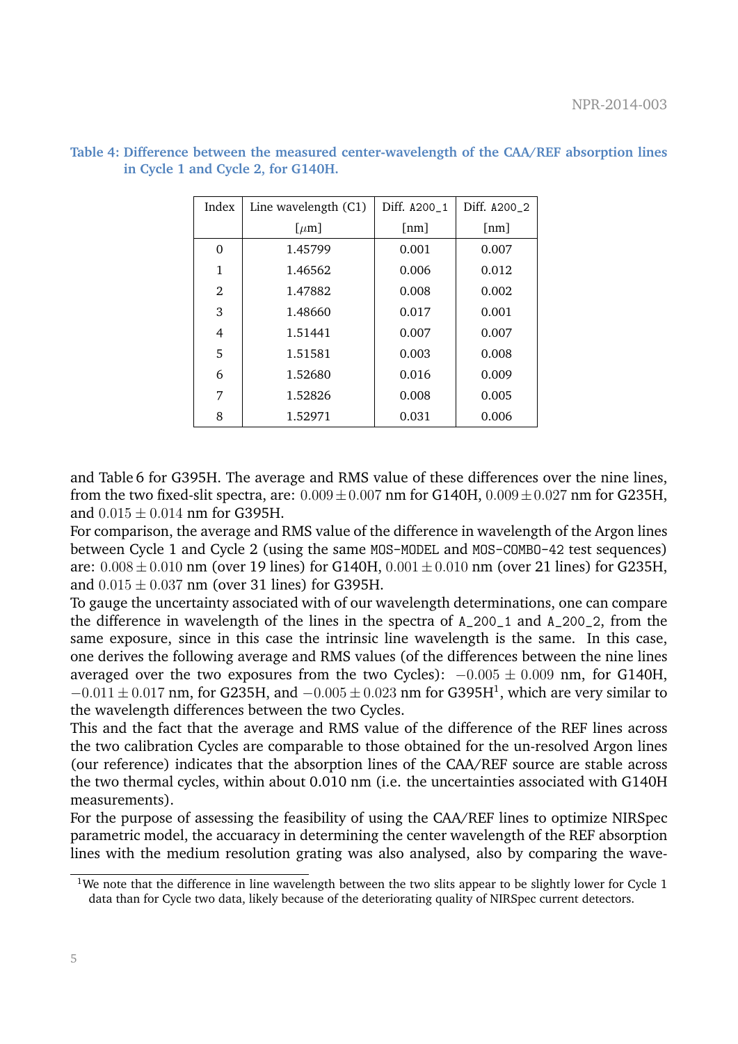**Table 4: Difference between the measured center-wavelength of the CAA/REF absorption lines in Cycle 1 and Cycle 2, for G140H.**

| Index | Line wavelength (C1) [$\mu$m] | Diff. `A200_1` [nm] | Diff. `A200_2` [nm] |
|---|---|---|---|
| 0 | 1.45799 | 0.001 | 0.007 |
| 1 | 1.46562 | 0.006 | 0.012 |
| 2 | 1.47882 | 0.008 | 0.002 |
| 3 | 1.48660 | 0.017 | 0.001 |
| 4 | 1.51441 | 0.007 | 0.007 |
| 5 | 1.51581 | 0.003 | 0.008 |
| 6 | 1.52680 | 0.016 | 0.009 |
| 7 | 1.52826 | 0.008 | 0.005 |
| 8 | 1.52971 | 0.031 | 0.006 |

and Table 6 for G395H. The average and RMS value of these differences over the nine lines, from the two fixed-slit spectra, are: $0.009 \pm 0.007$ nm for G140H, $0.009 \pm 0.027$ nm for G235H, and $0.015 \pm 0.014$ nm for G395H.

For comparison, the average and RMS value of the difference in wavelength of the Argon lines between Cycle 1 and Cycle 2 (using the same `MOS-MODEL` and `MOS-COMBO-42` test sequences) are: $0.008 \pm 0.010$ nm (over 19 lines) for G140H, $0.001 \pm 0.010$ nm (over 21 lines) for G235H, and $0.015 \pm 0.037$ nm (over 31 lines) for G395H.

To gauge the uncertainty associated with of our wavelength determinations, one can compare the difference in wavelength of the lines in the spectra of `A_200_1` and `A_200_2`, from the same exposure, since in this case the intrinsic line wavelength is the same. In this case, one derives the following average and RMS values (of the differences between the nine lines averaged over the two exposures from the two Cycles): $-0.005 \pm 0.009$ nm, for G140H, $-0.011 \pm 0.017$ nm, for G235H, and $-0.005 \pm 0.023$ nm for G395H[1], which are very similar to the wavelength differences between the two Cycles.

This and the fact that the average and RMS value of the difference of the REF lines across the two calibration Cycles are comparable to those obtained for the un-resolved Argon lines (our reference) indicates that the absorption lines of the CAA/REF source are stable across the two thermal cycles, within about 0.010 nm (i.e. the uncertainties associated with G140H measurements).

For the purpose of assessing the feasibility of using the CAA/REF lines to optimize NIRSpec parametric model, the accuaracy in determining the center wavelength of the REF absorption lines with the medium resolution grating was also analysed, also by comparing the wave-

[1] We note that the difference in line wavelength between the two slits appear to be slightly lower for Cycle 1 data than for Cycle two data, likely because of the deteriorating quality of NIRSpec current detectors.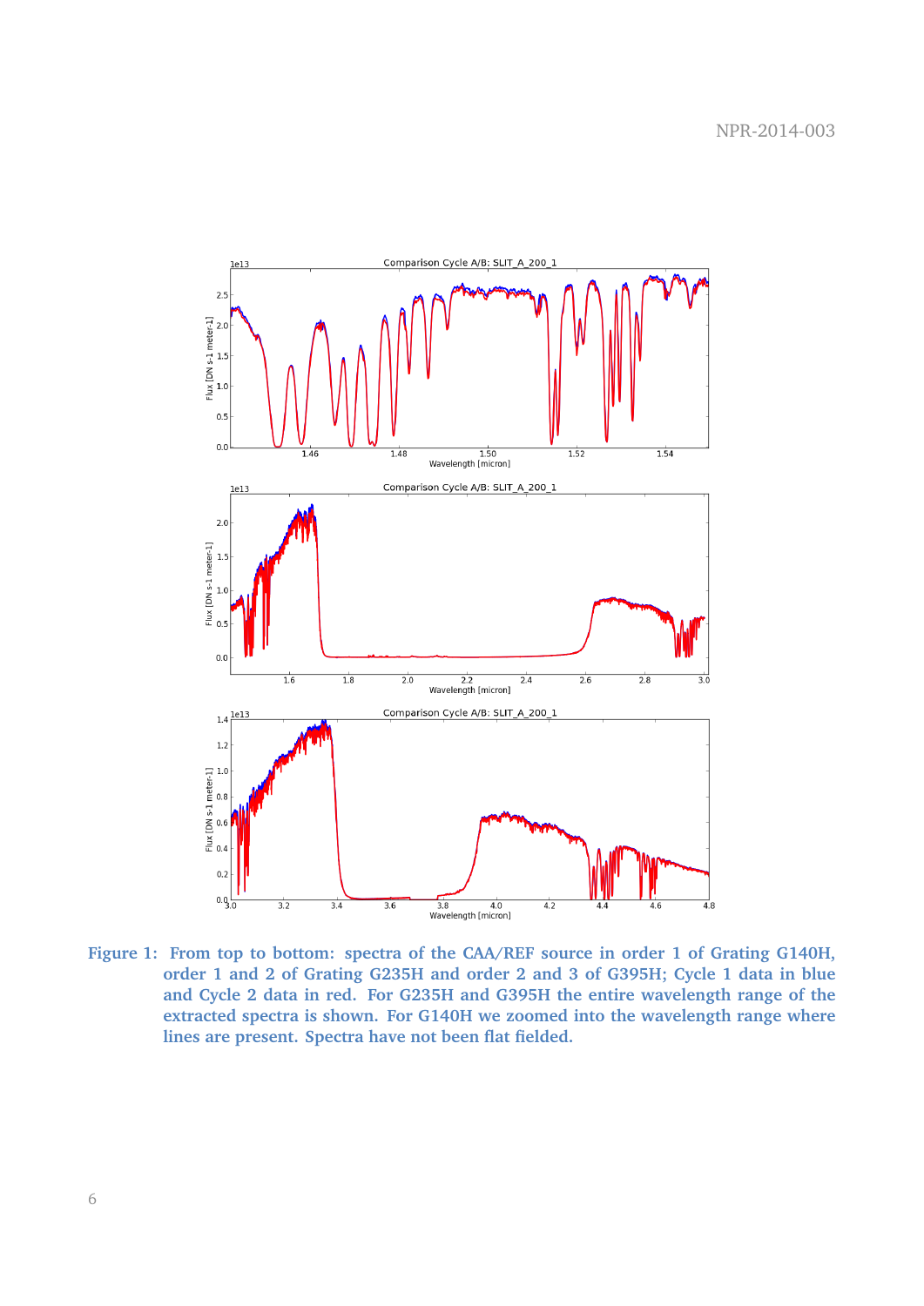Figure 1: From top to bottom: spectra of the CAA/REF source in order 1 of Grating G140H, order 1 and 2 of Grating G235H and order 2 and 3 of G395H; Cycle 1 data in blue and Cycle 2 data in red. For G235H and G395H the entire wavelength range of the extracted spectra is shown. For G140H we zoomed into the wavelength range where lines are present. Spectra have not been flat fielded.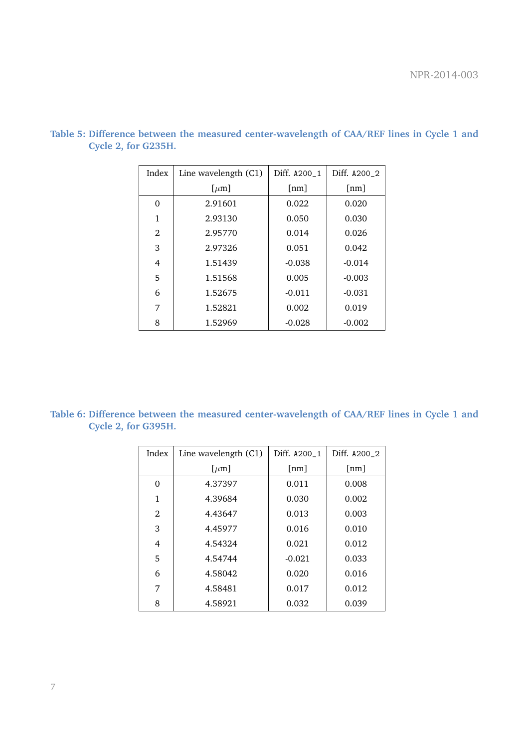**Table 5: Difference between the measured center-wavelength of CAA/REF lines in Cycle 1 and Cycle 2, for G235H.**

| Index | Line wavelength (C1) [$\mu$m] | Diff. `A200_1` [nm] | Diff. `A200_2` [nm] |
|---|---|---|---|
| 0 | 2.91601 | 0.022 | 0.020 |
| 1 | 2.93130 | 0.050 | 0.030 |
| 2 | 2.95770 | 0.014 | 0.026 |
| 3 | 2.97326 | 0.051 | 0.042 |
| 4 | 1.51439 | -0.038 | -0.014 |
| 5 | 1.51568 | 0.005 | -0.003 |
| 6 | 1.52675 | -0.011 | -0.031 |
| 7 | 1.52821 | 0.002 | 0.019 |
| 8 | 1.52969 | -0.028 | -0.002 |

**Table 6: Difference between the measured center-wavelength of CAA/REF lines in Cycle 1 and Cycle 2, for G395H.**

| Index | Line wavelength (C1) [$\mu$m] | Diff. `A200_1` [nm] | Diff. `A200_2` [nm] |
|---|---|---|---|
| 0 | 4.37397 | 0.011 | 0.008 |
| 1 | 4.39684 | 0.030 | 0.002 |
| 2 | 4.43647 | 0.013 | 0.003 |
| 3 | 4.45977 | 0.016 | 0.010 |
| 4 | 4.54324 | 0.021 | 0.012 |
| 5 | 4.54744 | -0.021 | 0.033 |
| 6 | 4.58042 | 0.020 | 0.016 |
| 7 | 4.58481 | 0.017 | 0.012 |
| 8 | 4.58921 | 0.032 | 0.039 |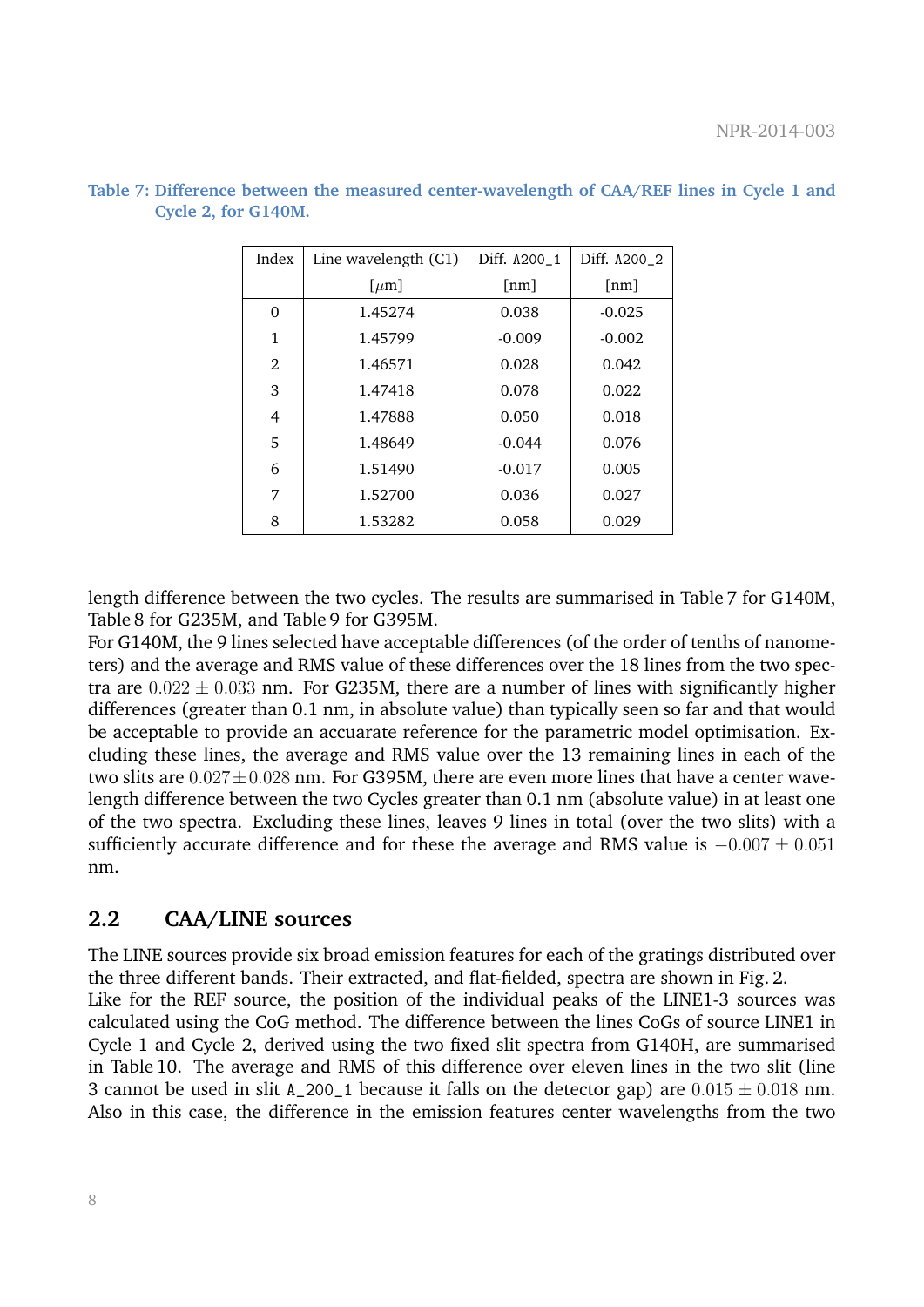**Table 7: Difference between the measured center-wavelength of CAA/REF lines in Cycle 1 and Cycle 2, for G140M.**

| Index | Line wavelength (C1) [$\mu$m] | Diff. A200_1 [nm] | Diff. A200_2 [nm] |
|---|---|---|---|
| 0 | 1.45274 | 0.038 | -0.025 |
| 1 | 1.45799 | -0.009 | -0.002 |
| 2 | 1.46571 | 0.028 | 0.042 |
| 3 | 1.47418 | 0.078 | 0.022 |
| 4 | 1.47888 | 0.050 | 0.018 |
| 5 | 1.48649 | -0.044 | 0.076 |
| 6 | 1.51490 | -0.017 | 0.005 |
| 7 | 1.52700 | 0.036 | 0.027 |
| 8 | 1.53282 | 0.058 | 0.029 |

length difference between the two cycles. The results are summarised in Table 7 for G140M, Table 8 for G235M, and Table 9 for G395M.

For G140M, the 9 lines selected have acceptable differences (of the order of tenths of nanometers) and the average and RMS value of these differences over the 18 lines from the two spectra are $0.022 \pm 0.033$ nm. For G235M, there are a number of lines with significantly higher differences (greater than 0.1 nm, in absolute value) than typically seen so far and that would be acceptable to provide an accuarate reference for the parametric model optimisation. Excluding these lines, the average and RMS value over the 13 remaining lines in each of the two slits are $0.027 \pm 0.028$ nm. For G395M, there are even more lines that have a center wavelength difference between the two Cycles greater than 0.1 nm (absolute value) in at least one of the two spectra. Excluding these lines, leaves 9 lines in total (over the two slits) with a sufficiently accurate difference and for these the average and RMS value is $-0.007 \pm 0.051$ nm.

## 2.2 CAA/LINE sources

The LINE sources provide six broad emission features for each of the gratings distributed over the three different bands. Their extracted, and flat-fielded, spectra are shown in Fig. 2.

Like for the REF source, the position of the individual peaks of the LINE1-3 sources was calculated using the CoG method. The difference between the lines CoGs of source LINE1 in Cycle 1 and Cycle 2, derived using the two fixed slit spectra from G140H, are summarised in Table 10. The average and RMS of this difference over eleven lines in the two slit (line 3 cannot be used in slit A_200_1 because it falls on the detector gap) are $0.015 \pm 0.018$ nm. Also in this case, the difference in the emission features center wavelengths from the two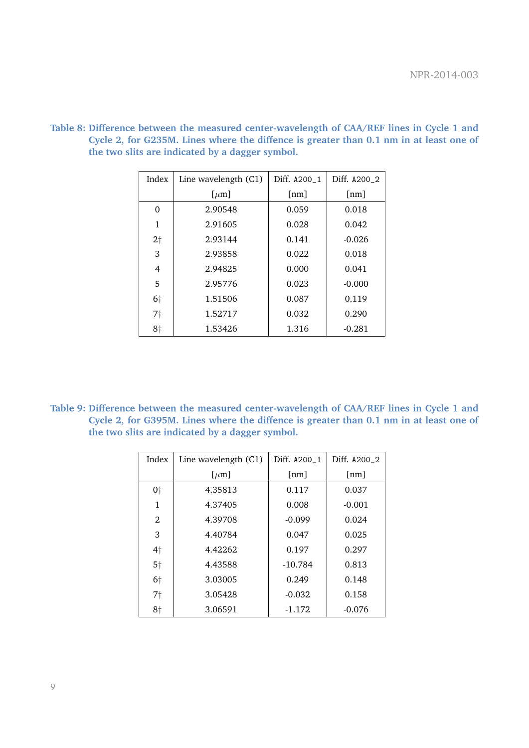**Table 8: Difference between the measured center-wavelength of CAA/REF lines in Cycle 1 and Cycle 2, for G235M. Lines where the diffence is greater than 0.1 nm in at least one of the two slits are indicated by a dagger symbol.**

| Index | Line wavelength (C1) [$\mu$m] | Diff. `A200_1` [nm] | Diff. `A200_2` [nm] |
|---|---|---|---|
| 0 | 2.90548 | 0.059 | 0.018 |
| 1 | 2.91605 | 0.028 | 0.042 |
| 2† | 2.93144 | 0.141 | -0.026 |
| 3 | 2.93858 | 0.022 | 0.018 |
| 4 | 2.94825 | 0.000 | 0.041 |
| 5 | 2.95776 | 0.023 | -0.000 |
| 6† | 1.51506 | 0.087 | 0.119 |
| 7† | 1.52717 | 0.032 | 0.290 |
| 8† | 1.53426 | 1.316 | -0.281 |

**Table 9: Difference between the measured center-wavelength of CAA/REF lines in Cycle 1 and Cycle 2, for G395M. Lines where the diffence is greater than 0.1 nm in at least one of the two slits are indicated by a dagger symbol.**

| Index | Line wavelength (C1) [$\mu$m] | Diff. `A200_1` [nm] | Diff. `A200_2` [nm] |
|---|---|---|---|
| 0† | 4.35813 | 0.117 | 0.037 |
| 1 | 4.37405 | 0.008 | -0.001 |
| 2 | 4.39708 | -0.099 | 0.024 |
| 3 | 4.40784 | 0.047 | 0.025 |
| 4† | 4.42262 | 0.197 | 0.297 |
| 5† | 4.43588 | -10.784 | 0.813 |
| 6† | 3.03005 | 0.249 | 0.148 |
| 7† | 3.05428 | -0.032 | 0.158 |
| 8† | 3.06591 | -1.172 | -0.076 |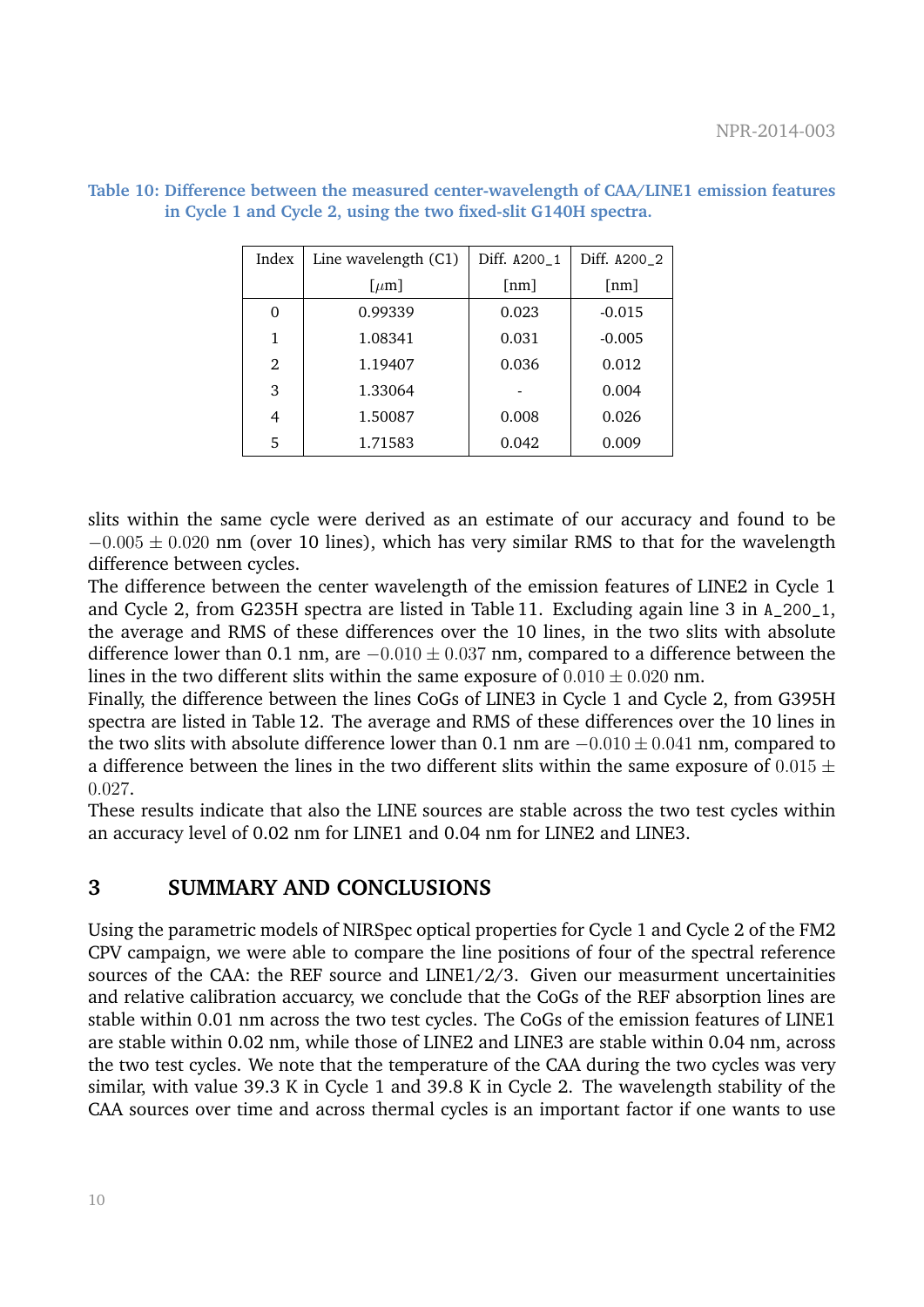**Table 10: Difference between the measured center-wavelength of CAA/LINE1 emission features in Cycle 1 and Cycle 2, using the two fixed-slit G140H spectra.**

| Index | Line wavelength (C1) [$\mu$m] | Diff. `A200_1` [nm] | Diff. `A200_2` [nm] |
|---|---|---|---|
| 0 | 0.99339 | 0.023 | -0.015 |
| 1 | 1.08341 | 0.031 | -0.005 |
| 2 | 1.19407 | 0.036 | 0.012 |
| 3 | 1.33064 | - | 0.004 |
| 4 | 1.50087 | 0.008 | 0.026 |
| 5 | 1.71583 | 0.042 | 0.009 |

slits within the same cycle were derived as an estimate of our accuracy and found to be $-0.005 \pm 0.020$ nm (over 10 lines), which has very similar RMS to that for the wavelength difference between cycles.

The difference between the center wavelength of the emission features of LINE2 in Cycle 1 and Cycle 2, from G235H spectra are listed in Table 11. Excluding again line 3 in `A_200_1`, the average and RMS of these differences over the 10 lines, in the two slits with absolute difference lower than 0.1 nm, are $-0.010 \pm 0.037$ nm, compared to a difference between the lines in the two different slits within the same exposure of $0.010 \pm 0.020$ nm.

Finally, the difference between the lines CoGs of LINE3 in Cycle 1 and Cycle 2, from G395H spectra are listed in Table 12. The average and RMS of these differences over the 10 lines in the two slits with absolute difference lower than 0.1 nm are $-0.010 \pm 0.041$ nm, compared to a difference between the lines in the two different slits within the same exposure of $0.015 \pm 0.027$.

These results indicate that also the LINE sources are stable across the two test cycles within an accuracy level of 0.02 nm for LINE1 and 0.04 nm for LINE2 and LINE3.

## 3 SUMMARY AND CONCLUSIONS

Using the parametric models of NIRSpec optical properties for Cycle 1 and Cycle 2 of the FM2 CPV campaign, we were able to compare the line positions of four of the spectral reference sources of the CAA: the REF source and LINE1/2/3. Given our measurment uncertainities and relative calibration accuarcy, we conclude that the CoGs of the REF absorption lines are stable within 0.01 nm across the two test cycles. The CoGs of the emission features of LINE1 are stable within 0.02 nm, while those of LINE2 and LINE3 are stable within 0.04 nm, across the two test cycles. We note that the temperature of the CAA during the two cycles was very similar, with value 39.3 K in Cycle 1 and 39.8 K in Cycle 2. The wavelength stability of the CAA sources over time and across thermal cycles is an important factor if one wants to use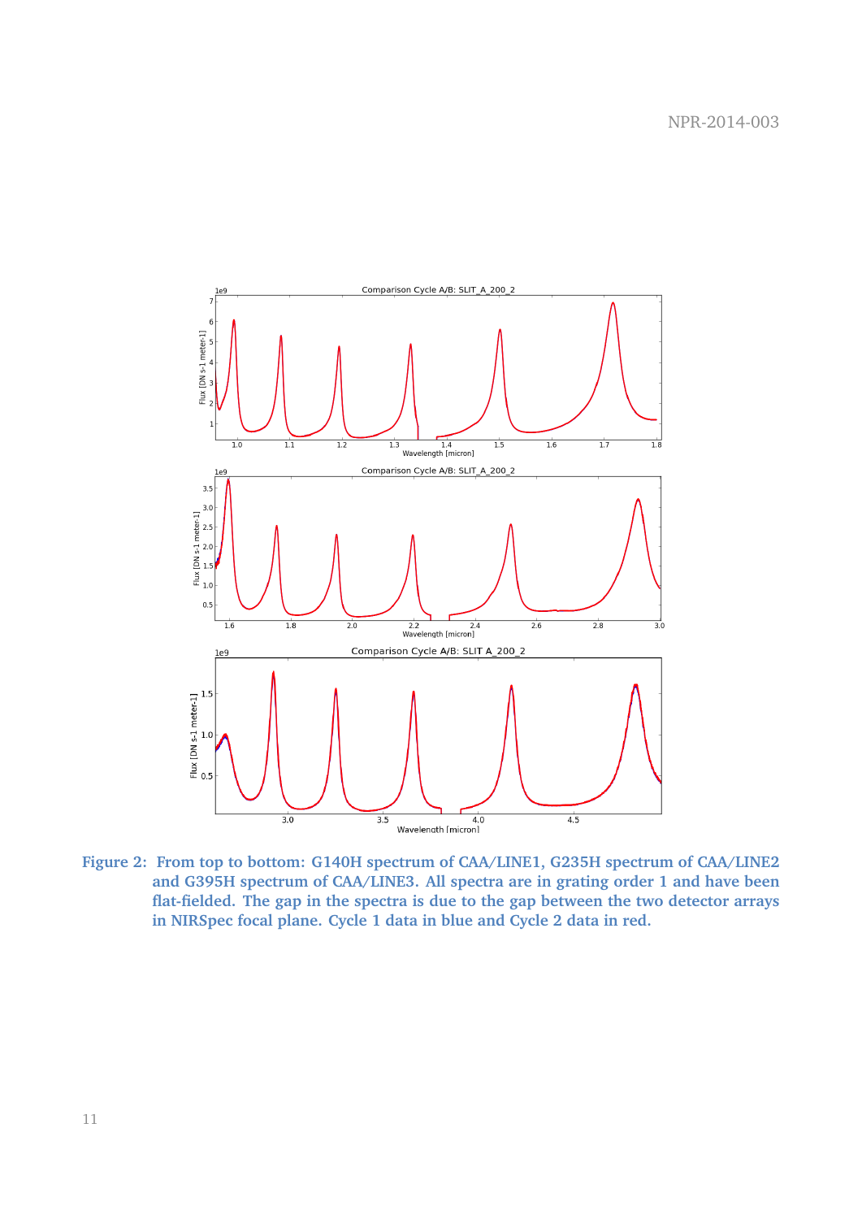Figure 2: From top to bottom: G140H spectrum of CAA/LINE1, G235H spectrum of CAA/LINE2 and G395H spectrum of CAA/LINE3. All spectra are in grating order 1 and have been flat-fielded. The gap in the spectra is due to the gap between the two detector arrays in NIRSpec focal plane. Cycle 1 data in blue and Cycle 2 data in red.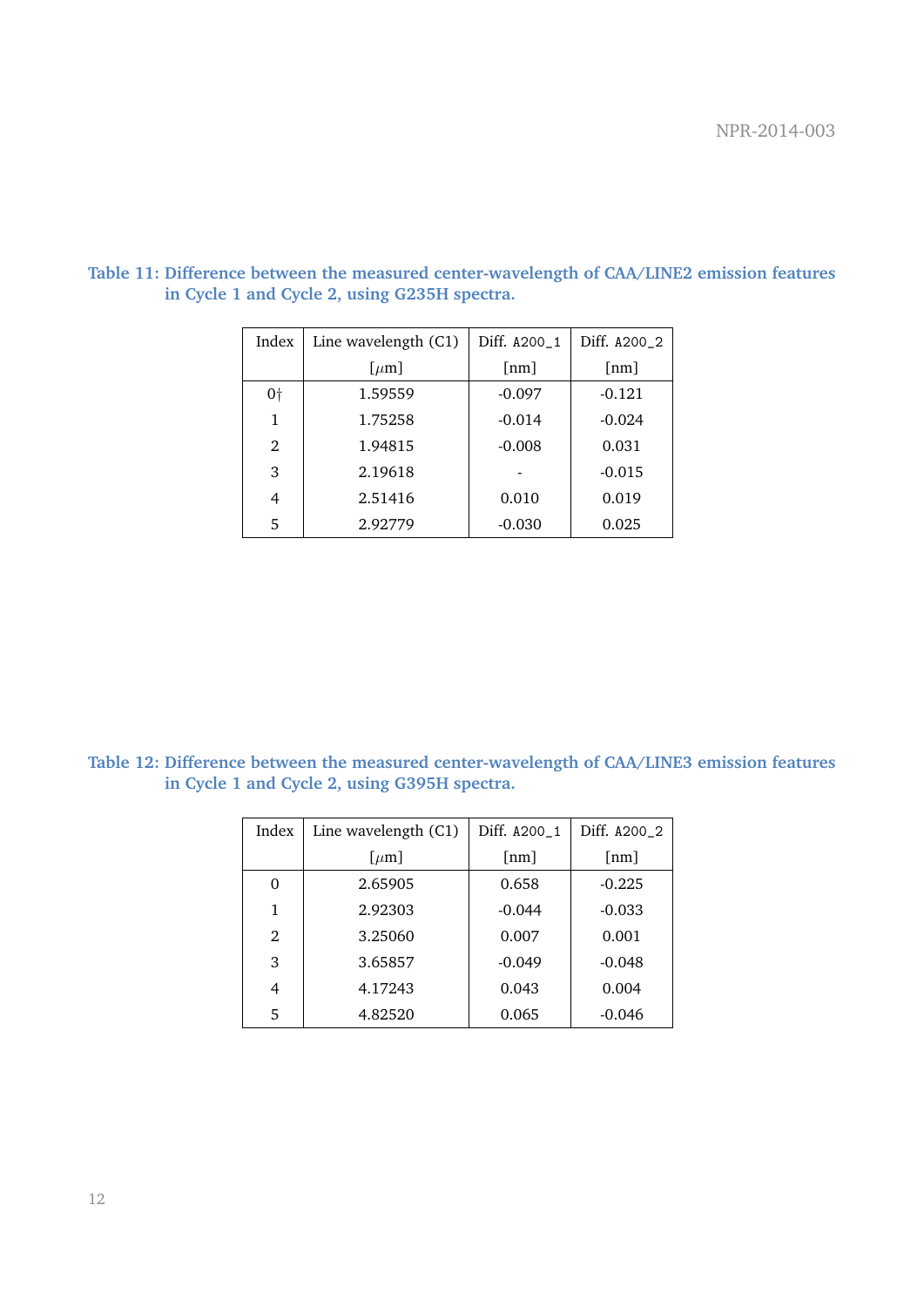**Table 11: Difference between the measured center-wavelength of CAA/LINE2 emission features in Cycle 1 and Cycle 2, using G235H spectra.**

| Index | Line wavelength (C1) [$\mu$m] | Diff. `A200_1` [nm] | Diff. `A200_2` [nm] |
|---|---|---|---|
| 0† | 1.59559 | -0.097 | -0.121 |
| 1 | 1.75258 | -0.014 | -0.024 |
| 2 | 1.94815 | -0.008 | 0.031 |
| 3 | 2.19618 | - | -0.015 |
| 4 | 2.51416 | 0.010 | 0.019 |
| 5 | 2.92779 | -0.030 | 0.025 |

**Table 12: Difference between the measured center-wavelength of CAA/LINE3 emission features in Cycle 1 and Cycle 2, using G395H spectra.**

| Index | Line wavelength (C1) [$\mu$m] | Diff. `A200_1` [nm] | Diff. `A200_2` [nm] |
|---|---|---|---|
| 0 | 2.65905 | 0.658 | -0.225 |
| 1 | 2.92303 | -0.044 | -0.033 |
| 2 | 3.25060 | 0.007 | 0.001 |
| 3 | 3.65857 | -0.049 | -0.048 |
| 4 | 4.17243 | 0.043 | 0.004 |
| 5 | 4.82520 | 0.065 | -0.046 |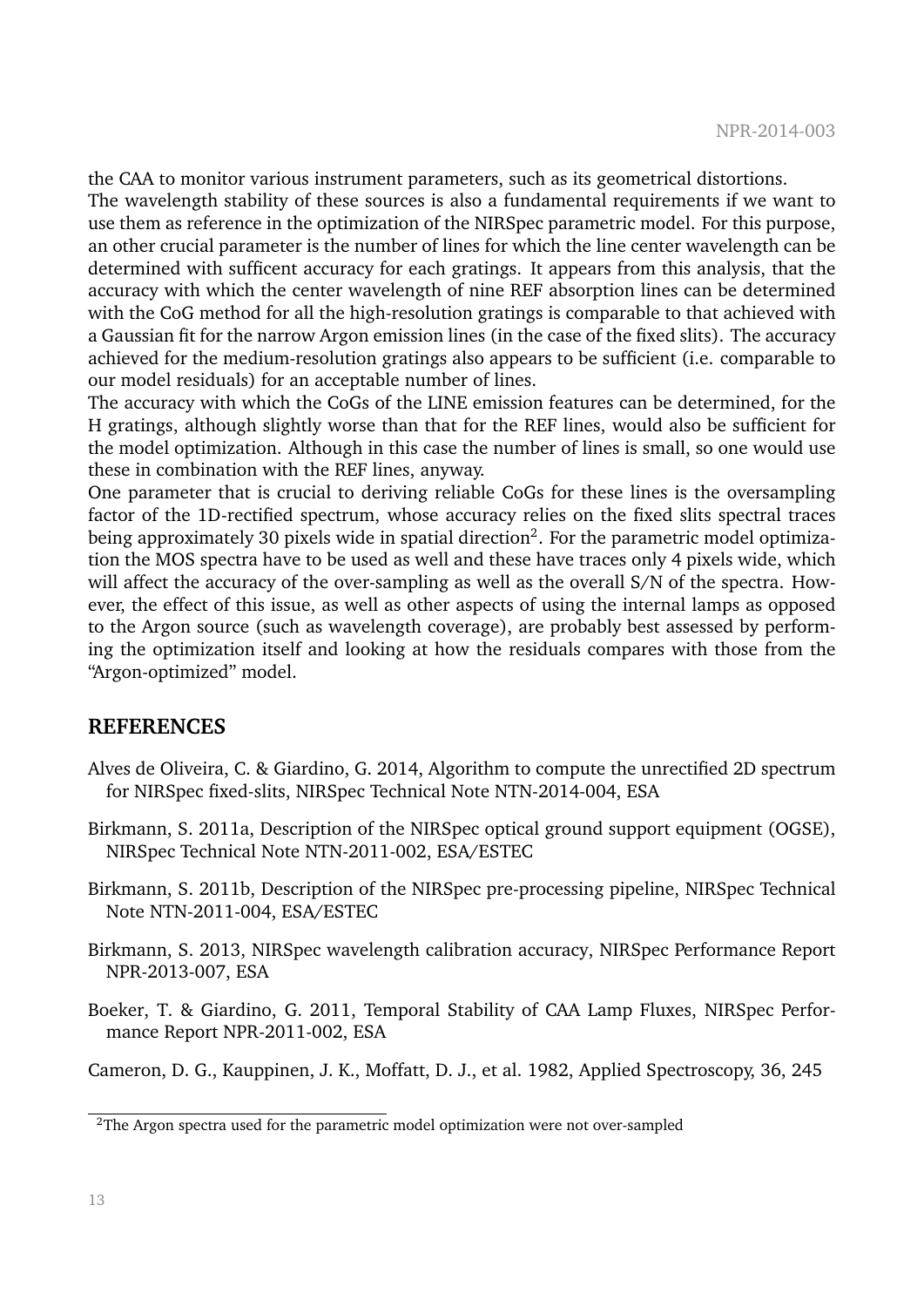the CAA to monitor various instrument parameters, such as its geometrical distortions.
The wavelength stability of these sources is also a fundamental requirements if we want to use them as reference in the optimization of the NIRSpec parametric model. For this purpose, an other crucial parameter is the number of lines for which the line center wavelength can be determined with sufficent accuracy for each gratings. It appears from this analysis, that the accuracy with which the center wavelength of nine REF absorption lines can be determined with the CoG method for all the high-resolution gratings is comparable to that achieved with a Gaussian fit for the narrow Argon emission lines (in the case of the fixed slits). The accuracy achieved for the medium-resolution gratings also appears to be sufficient (i.e. comparable to our model residuals) for an acceptable number of lines.
The accuracy with which the CoGs of the LINE emission features can be determined, for the H gratings, although slightly worse than that for the REF lines, would also be sufficient for the model optimization. Although in this case the number of lines is small, so one would use these in combination with the REF lines, anyway.
One parameter that is crucial to deriving reliable CoGs for these lines is the oversampling factor of the 1D-rectified spectrum, whose accuracy relies on the fixed slits spectral traces being approximately 30 pixels wide in spatial direction[2]. For the parametric model optimization the MOS spectra have to be used as well and these have traces only 4 pixels wide, which will affect the accuracy of the over-sampling as well as the overall S/N of the spectra. However, the effect of this issue, as well as other aspects of using the internal lamps as opposed to the Argon source (such as wavelength coverage), are probably best assessed by performing the optimization itself and looking at how the residuals compares with those from the "Argon-optimized" model.

## REFERENCES

Alves de Oliveira, C. & Giardino, G. 2014, Algorithm to compute the unrectified 2D spectrum for NIRSpec fixed-slits, NIRSpec Technical Note NTN-2014-004, ESA

Birkmann, S. 2011a, Description of the NIRSpec optical ground support equipment (OGSE), NIRSpec Technical Note NTN-2011-002, ESA/ESTEC

Birkmann, S. 2011b, Description of the NIRSpec pre-processing pipeline, NIRSpec Technical Note NTN-2011-004, ESA/ESTEC

Birkmann, S. 2013, NIRSpec wavelength calibration accuracy, NIRSpec Performance Report NPR-2013-007, ESA

Boeker, T. & Giardino, G. 2011, Temporal Stability of CAA Lamp Fluxes, NIRSpec Performance Report NPR-2011-002, ESA

Cameron, D. G., Kauppinen, J. K., Moffatt, D. J., et al. 1982, Applied Spectroscopy, 36, 245

[2]The Argon spectra used for the parametric model optimization were not over-sampled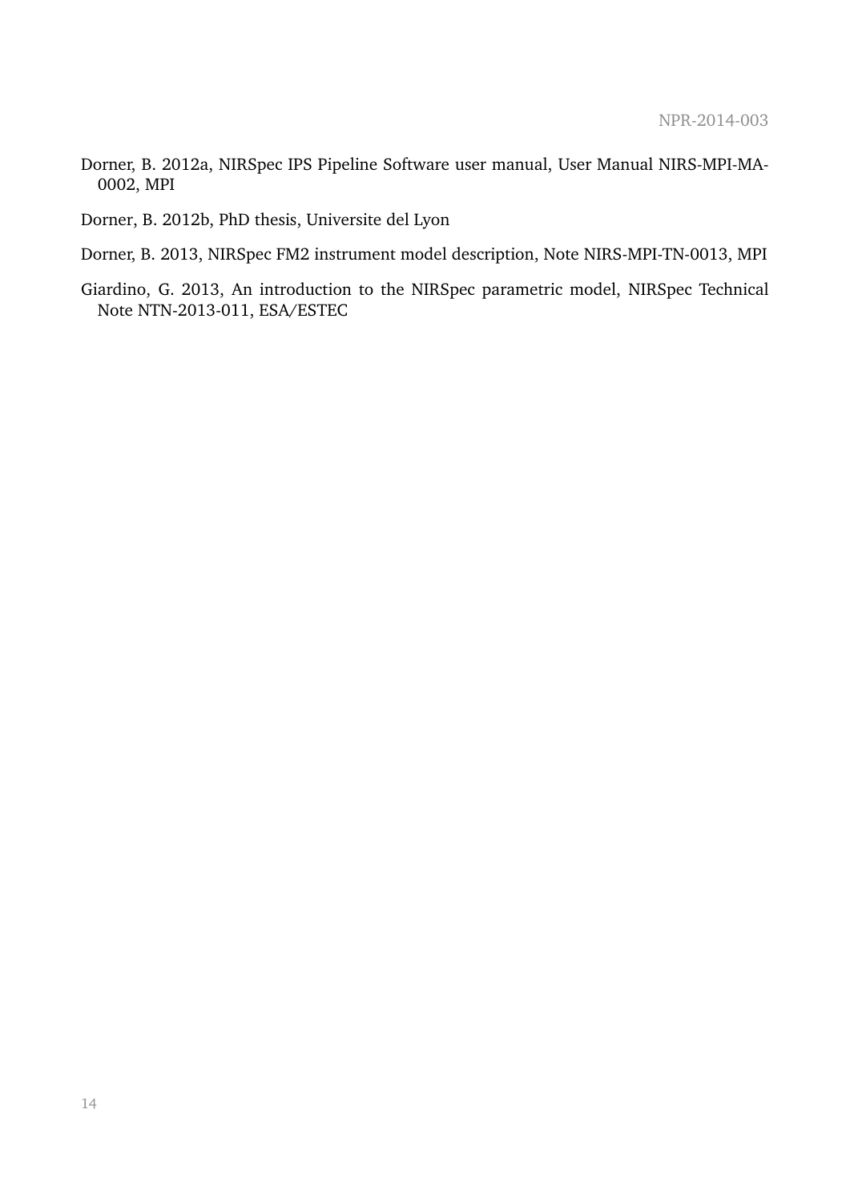Dorner, B. 2012a, NIRSpec IPS Pipeline Software user manual, User Manual NIRS-MPI-MA-0002, MPI

Dorner, B. 2012b, PhD thesis, Universite del Lyon

Dorner, B. 2013, NIRSpec FM2 instrument model description, Note NIRS-MPI-TN-0013, MPI

Giardino, G. 2013, An introduction to the NIRSpec parametric model, NIRSpec Technical Note NTN-2013-011, ESA/ESTEC